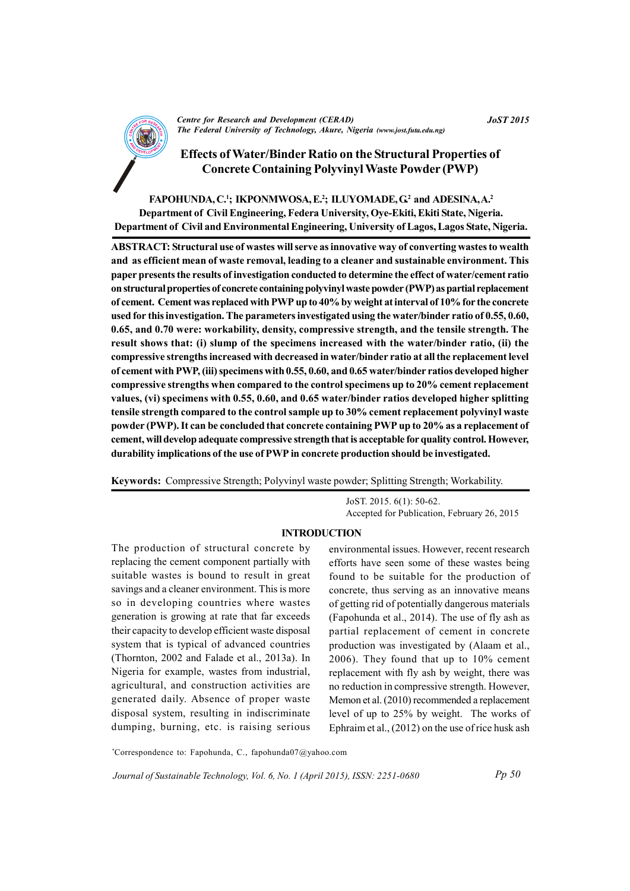# Effects of Water/Binder Ratio on the Structural Properties of Concrete Containing Polyvinyl Waste Powder (PWP)

**FAPOHUNDA, C.[1]; IKPONMWOSA, E.[2]; ILUYOMADE, G.[2] and ADESINA, A.[2]**

**Department of Civil Engineering, Federa University, Oye-Ekiti, Ekiti State, Nigeria.**

**Department of Civil and Environmental Engineering, University of Lagos, Lagos State, Nigeria.**

**ABSTRACT: Structural use of wastes will serve as innovative way of converting wastes to wealth and as efficient mean of waste removal, leading to a cleaner and sustainable environment. This paper presents the results of investigation conducted to determine the effect of water/cement ratio on structural properties of concrete containing polyvinyl waste powder (PWP) as partial replacement of cement. Cement was replaced with PWP up to 40% by weight at interval of 10% for the concrete used for this investigation. The parameters investigated using the water/binder ratio of 0.55, 0.60, 0.65, and 0.70 were: workability, density, compressive strength, and the tensile strength. The result shows that: (i) slump of the specimens increased with the water/binder ratio, (ii) the compressive strengths increased with decreased in water/binder ratio at all the replacement level of cement with PWP, (iii) specimens with 0.55, 0.60, and 0.65 water/binder ratios developed higher compressive strengths when compared to the control specimens up to 20% cement replacement values, (vi) specimens with 0.55, 0.60, and 0.65 water/binder ratios developed higher splitting tensile strength compared to the control sample up to 30% cement replacement polyvinyl waste powder (PWP). It can be concluded that concrete containing PWP up to 20% as a replacement of cement, will develop adequate compressive strength that is acceptable for quality control. However, durability implications of the use of PWP in concrete production should be investigated.**

**Keywords:** Compressive Strength; Polyvinyl waste powder; Splitting Strength; Workability.

JoST. 2015. 6(1): 50-62.
Accepted for Publication, February 26, 2015

## INTRODUCTION

The production of structural concrete by replacing the cement component partially with suitable wastes is bound to result in great savings and a cleaner environment. This is more so in developing countries where wastes generation is growing at rate that far exceeds their capacity to develop efficient waste disposal system that is typical of advanced countries (Thornton, 2002 and Falade et al., 2013a). In Nigeria for example, wastes from industrial, agricultural, and construction activities are generated daily. Absence of proper waste disposal system, resulting in indiscriminate dumping, burning, etc. is raising serious environmental issues. However, recent research efforts have seen some of these wastes being found to be suitable for the production of concrete, thus serving as an innovative means of getting rid of potentially dangerous materials (Fapohunda et al., 2014). The use of fly ash as partial replacement of cement in concrete production was investigated by (Alaam et al., 2006). They found that up to 10% cement replacement with fly ash by weight, there was no reduction in compressive strength. However, Memon et al. (2010) recommended a replacement level of up to 25% by weight. The works of Ephraim et al., (2012) on the use of rice husk ash

*Correspondence to: Fapohunda, C., fapohunda07@yahoo.com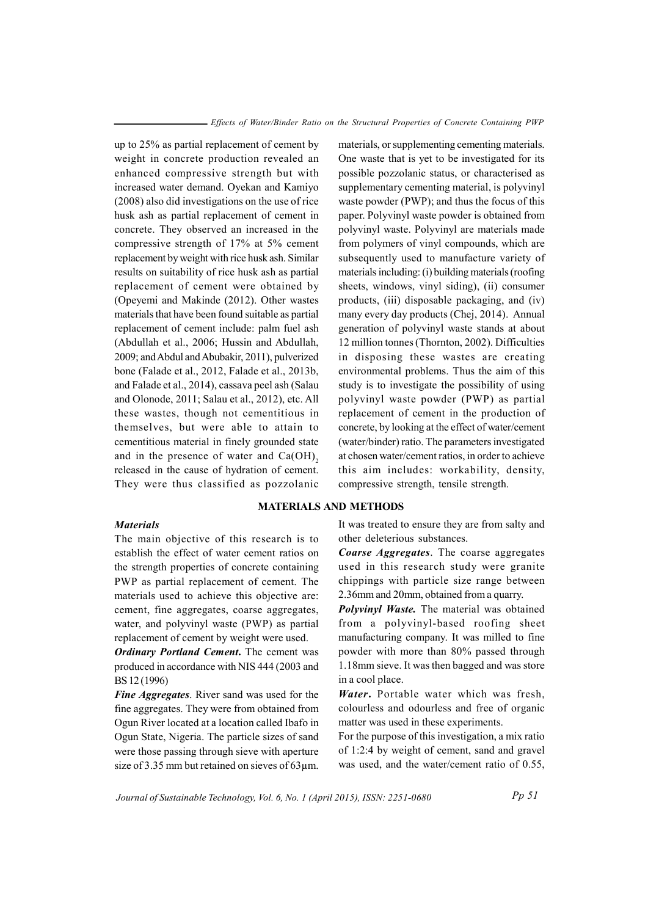up to 25% as partial replacement of cement by weight in concrete production revealed an enhanced compressive strength but with increased water demand. Oyekan and Kamiyo (2008) also did investigations on the use of rice husk ash as partial replacement of cement in concrete. They observed an increased in the compressive strength of 17% at 5% cement replacement by weight with rice husk ash. Similar results on suitability of rice husk ash as partial replacement of cement were obtained by (Opeyemi and Makinde (2012). Other wastes materials that have been found suitable as partial replacement of cement include: palm fuel ash (Abdullah et al., 2006; Hussin and Abdullah, 2009; and Abdul and Abubakir, 2011), pulverized bone (Falade et al., 2012, Falade et al., 2013b, and Falade et al., 2014), cassava peel ash (Salau and Olonode, 2011; Salau et al., 2012), etc. All these wastes, though not cementitious in themselves, but were able to attain to cementitious material in finely grounded state and in the presence of water and $Ca(OH)_2$ released in the cause of hydration of cement. They were thus classified as pozzolanic materials, or supplementing cementing materials. One waste that is yet to be investigated for its possible pozzolanic status, or characterised as supplementary cementing material, is polyvinyl waste powder (PWP); and thus the focus of this paper. Polyvinyl waste powder is obtained from polyvinyl waste. Polyvinyl are materials made from polymers of vinyl compounds, which are subsequently used to manufacture variety of materials including: (i) building materials (roofing sheets, windows, vinyl siding), (ii) consumer products, (iii) disposable packaging, and (iv) many every day products (Chej, 2014). Annual generation of polyvinyl waste stands at about 12 million tonnes (Thornton, 2002). Difficulties in disposing these wastes are creating environmental problems. Thus the aim of this study is to investigate the possibility of using polyvinyl waste powder (PWP) as partial replacement of cement in the production of concrete, by looking at the effect of water/cement (water/binder) ratio. The parameters investigated at chosen water/cement ratios, in order to achieve this aim includes: workability, density, compressive strength, tensile strength.

## MATERIALS AND METHODS

### *Materials*

The main objective of this research is to establish the effect of water cement ratios on the strength properties of concrete containing PWP as partial replacement of cement. The materials used to achieve this objective are: cement, fine aggregates, coarse aggregates, water, and polyvinyl waste (PWP) as partial replacement of cement by weight were used.

***Ordinary Portland Cement***. The cement was produced in accordance with NIS 444 (2003 and BS 12 (1996)

***Fine Aggregates***. River sand was used for the fine aggregates. They were from obtained from Ogun River located at a location called Ibafo in Ogun State, Nigeria. The particle sizes of sand were those passing through sieve with aperture size of 3.35 mm but retained on sieves of 63µm. It was treated to ensure they are from salty and other deleterious substances.

***Coarse Aggregates***. The coarse aggregates used in this research study were granite chippings with particle size range between 2.36mm and 20mm, obtained from a quarry.

***Polyvinyl Waste.*** The material was obtained from a polyvinyl-based roofing sheet manufacturing company. It was milled to fine powder with more than 80% passed through 1.18mm sieve. It was then bagged and was store in a cool place.

***Water***. Portable water which was fresh, colourless and odourless and free of organic matter was used in these experiments.

For the purpose of this investigation, a mix ratio of 1:2:4 by weight of cement, sand and gravel was used, and the water/cement ratio of 0.55,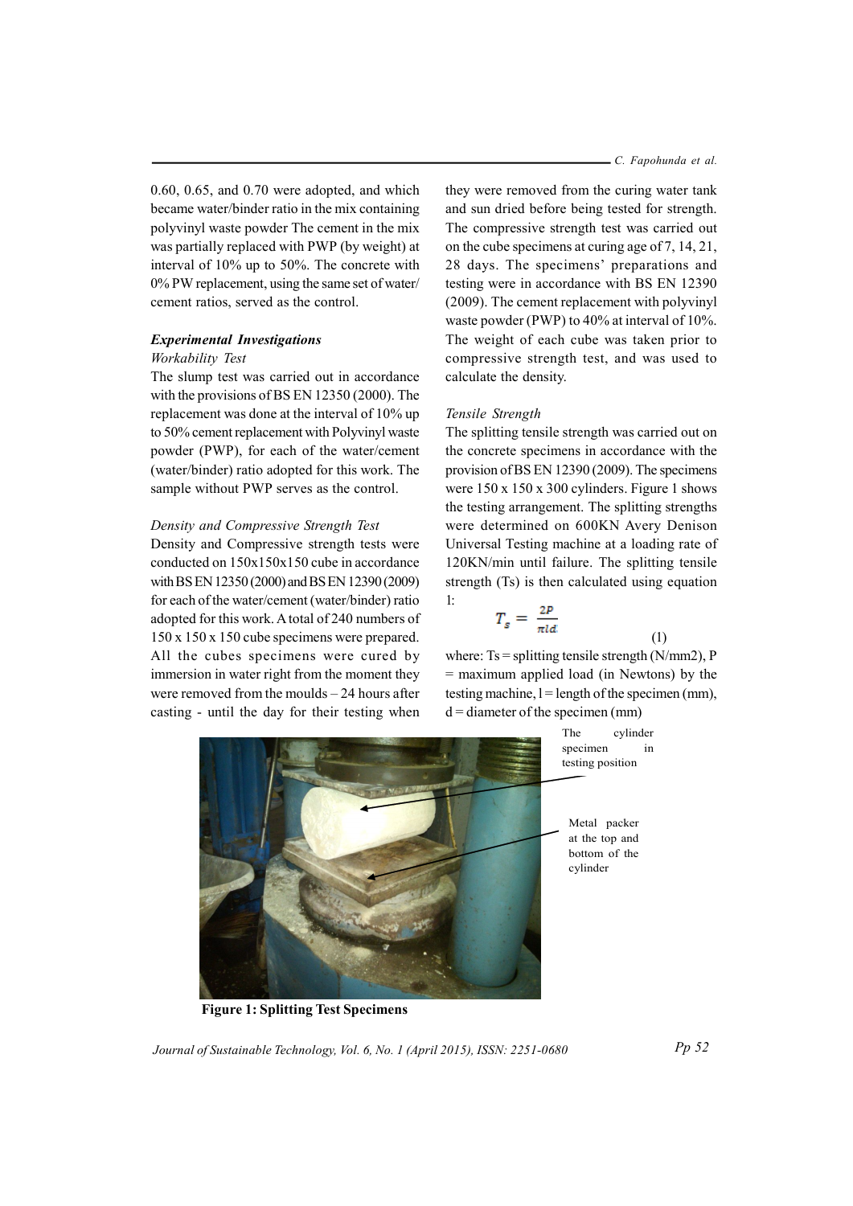0.60, 0.65, and 0.70 were adopted, and which became water/binder ratio in the mix containing polyvinyl waste powder The cement in the mix was partially replaced with PWP (by weight) at interval of 10% up to 50%. The concrete with 0% PW replacement, using the same set of water/cement ratios, served as the control.

### *Experimental Investigations*

*Workability Test*

The slump test was carried out in accordance with the provisions of BS EN 12350 (2000). The replacement was done at the interval of 10% up to 50% cement replacement with Polyvinyl waste powder (PWP), for each of the water/cement (water/binder) ratio adopted for this work. The sample without PWP serves as the control.

*Density and Compressive Strength Test*

Density and Compressive strength tests were conducted on 150x150x150 cube in accordance with BS EN 12350 (2000) and BS EN 12390 (2009) for each of the water/cement (water/binder) ratio adopted for this work. A total of 240 numbers of 150 x 150 x 150 cube specimens were prepared. All the cubes specimens were cured by immersion in water right from the moment they were removed from the moulds – 24 hours after casting - until the day for their testing when they were removed from the curing water tank and sun dried before being tested for strength. The compressive strength test was carried out on the cube specimens at curing age of 7, 14, 21, 28 days. The specimens' preparations and testing were in accordance with BS EN 12390 (2009). The cement replacement with polyvinyl waste powder (PWP) to 40% at interval of 10%. The weight of each cube was taken prior to compressive strength test, and was used to calculate the density.

*Tensile Strength*

The splitting tensile strength was carried out on the concrete specimens in accordance with the provision of BS EN 12390 (2009). The specimens were 150 x 150 x 300 cylinders. Figure 1 shows the testing arrangement. The splitting strengths were determined on 600KN Avery Denison Universal Testing machine at a loading rate of 120KN/min until failure. The splitting tensile strength (Ts) is then calculated using equation 1:

$$T_s = \frac{2P}{\pi l d} \quad (1)$$

where: Ts = splitting tensile strength (N/mm2), P = maximum applied load (in Newtons) by the testing machine, l = length of the specimen (mm), d = diameter of the specimen (mm)

The cylinder specimen in testing position

Metal packer at the top and bottom of the cylinder

**Figure 1: Splitting Test Specimens**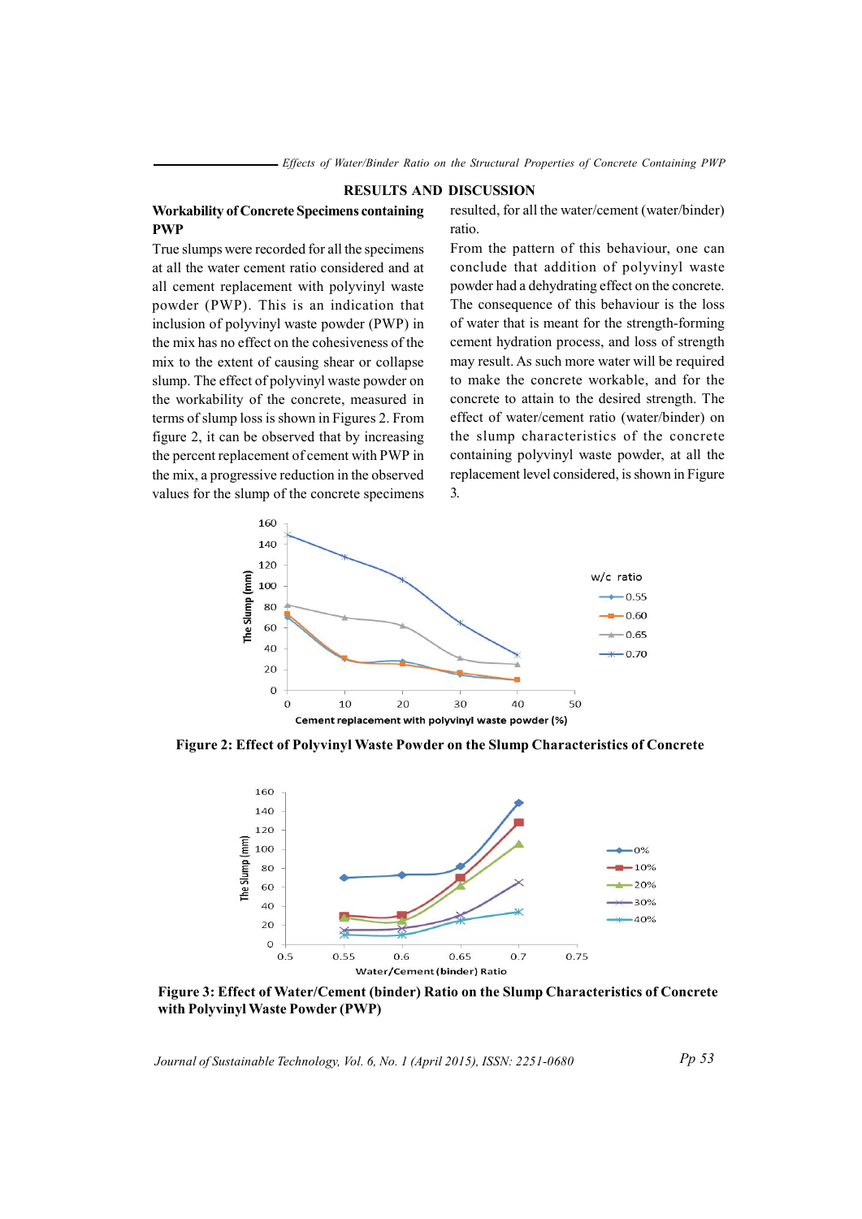## RESULTS AND DISCUSSION

### Workability of Concrete Specimens containing PWP

True slumps were recorded for all the specimens at all the water cement ratio considered and at all cement replacement with polyvinyl waste powder (PWP). This is an indication that inclusion of polyvinyl waste powder (PWP) in the mix has no effect on the cohesiveness of the mix to the extent of causing shear or collapse slump. The effect of polyvinyl waste powder on the workability of the concrete, measured in terms of slump loss is shown in Figures 2. From figure 2, it can be observed that by increasing the percent replacement of cement with PWP in the mix, a progressive reduction in the observed values for the slump of the concrete specimens resulted, for all the water/cement (water/binder) ratio.

From the pattern of this behaviour, one can conclude that addition of polyvinyl waste powder had a dehydrating effect on the concrete. The consequence of this behaviour is the loss of water that is meant for the strength-forming cement hydration process, and loss of strength may result. As such more water will be required to make the concrete workable, and for the concrete to attain to the desired strength. The effect of water/cement ratio (water/binder) on the slump characteristics of the concrete containing polyvinyl waste powder, at all the replacement level considered, is shown in Figure 3.

**Figure 2: Effect of Polyvinyl Waste Powder on the Slump Characteristics of Concrete**

**Figure 3: Effect of Water/Cement (binder) Ratio on the Slump Characteristics of Concrete with Polyvinyl Waste Powder (PWP)**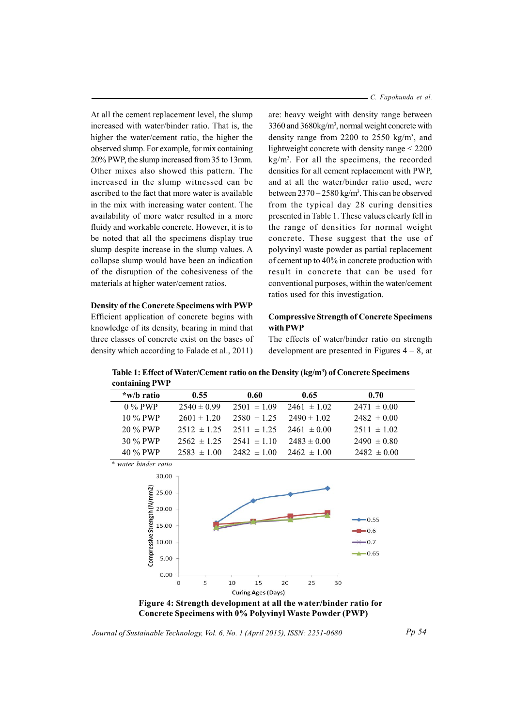At all the cement replacement level, the slump increased with water/binder ratio. That is, the higher the water/cement ratio, the higher the observed slump. For example, for mix containing 20% PWP, the slump increased from 35 to 13mm. Other mixes also showed this pattern. The increased in the slump witnessed can be ascribed to the fact that more water is available in the mix with increasing water content. The availability of more water resulted in a more fluidy and workable concrete. However, it is to be noted that all the specimens display true slump despite increase in the slump values. A collapse slump would have been an indication of the disruption of the cohesiveness of the materials at higher water/cement ratios.

**Density of the Concrete Specimens with PWP**

Efficient application of concrete begins with knowledge of its density, bearing in mind that three classes of concrete exist on the bases of density which according to Falade et al., 2011) are: heavy weight with density range between 3360 and 3680kg/m$^3$, normal weight concrete with density range from 2200 to 2550 kg/m$^3$, and lightweight concrete with density range < 2200 kg/m$^3$. For all the specimens, the recorded densities for all cement replacement with PWP, and at all the water/binder ratio used, were between 2370 – 2580 kg/m$^3$. This can be observed from the typical day 28 curing densities presented in Table 1. These values clearly fell in the range of densities for normal weight concrete. These suggest that the use of polyvinyl waste powder as partial replacement of cement up to 40% in concrete production with result in concrete that can be used for conventional purposes, within the water/cement ratios used for this investigation.

**Compressive Strength of Concrete Specimens with PWP**

The effects of water/binder ratio on strength development are presented in Figures 4 – 8, at

**Table 1: Effect of Water/Cement ratio on the Density (kg/m$^3$) of Concrete Specimens containing PWP**

| *w/b ratio | 0.55 | 0.60 | 0.65 | 0.70 |
|---|---|---|---|---|
| 0 % PWP | 2540 ± 0.99 | 2501 ± 1.09 | 2461 ± 1.02 | 2471 ± 0.00 |
| 10 % PWP | 2601 ± 1.20 | 2580 ± 1.25 | 2490 ± 1.02 | 2482 ± 0.00 |
| 20 % PWP | 2512 ± 1.25 | 2511 ± 1.25 | 2461 ± 0.00 | 2511 ± 1.02 |
| 30 % PWP | 2562 ± 1.25 | 2541 ± 1.10 | 2483 ± 0.00 | 2490 ± 0.80 |
| 40 % PWP | 2583 ± 1.00 | 2482 ± 1.00 | 2462 ± 1.00 | 2482 ± 0.00 |

*\* water binder ratio*

**Figure 4: Strength development at all the water/binder ratio for Concrete Specimens with 0% Polyvinyl Waste Powder (PWP)**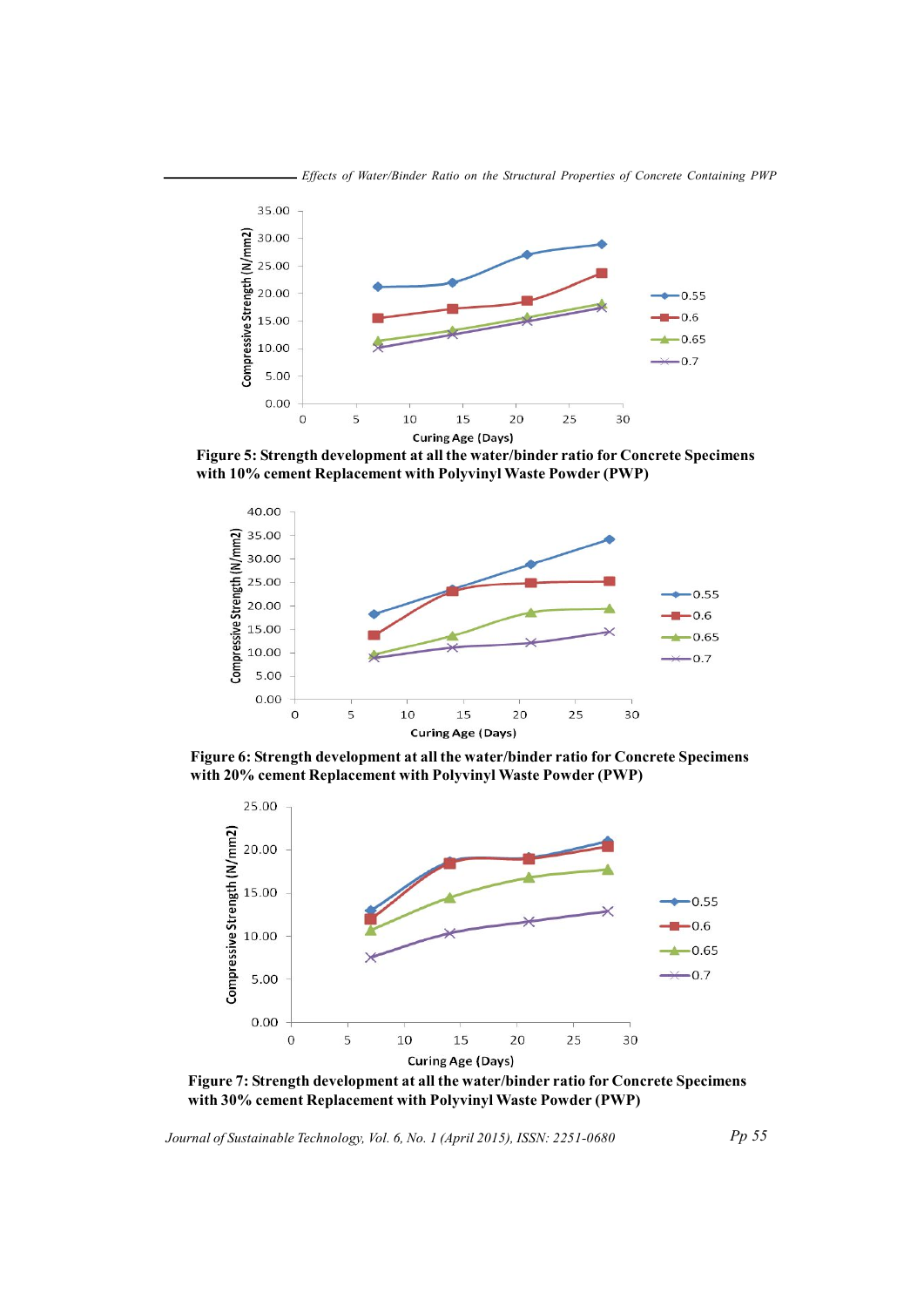Figure 5: Strength development at all the water/binder ratio for Concrete Specimens with 10% cement Replacement with Polyvinyl Waste Powder (PWP)

Figure 6: Strength development at all the water/binder ratio for Concrete Specimens with 20% cement Replacement with Polyvinyl Waste Powder (PWP)

Figure 7: Strength development at all the water/binder ratio for Concrete Specimens with 30% cement Replacement with Polyvinyl Waste Powder (PWP)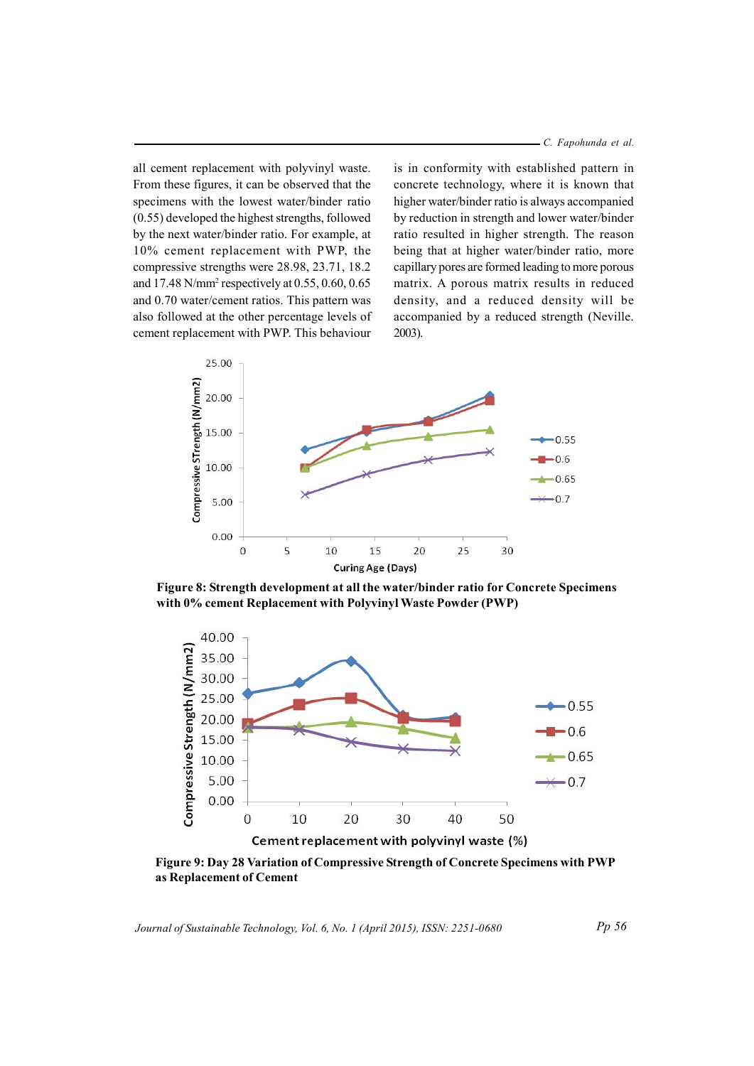all cement replacement with polyvinyl waste. From these figures, it can be observed that the specimens with the lowest water/binder ratio (0.55) developed the highest strengths, followed by the next water/binder ratio. For example, at 10% cement replacement with PWP, the compressive strengths were 28.98, 23.71, 18.2 and 17.48 N/mm$^2$ respectively at 0.55, 0.60, 0.65 and 0.70 water/cement ratios. This pattern was also followed at the other percentage levels of cement replacement with PWP. This behaviour is in conformity with established pattern in concrete technology, where it is known that higher water/binder ratio is always accompanied by reduction in strength and lower water/binder ratio resulted in higher strength. The reason being that at higher water/binder ratio, more capillary pores are formed leading to more porous matrix. A porous matrix results in reduced density, and a reduced density will be accompanied by a reduced strength (Neville. 2003).

**Figure 8: Strength development at all the water/binder ratio for Concrete Specimens with 0% cement Replacement with Polyvinyl Waste Powder (PWP)**

**Figure 9: Day 28 Variation of Compressive Strength of Concrete Specimens with PWP as Replacement of Cement**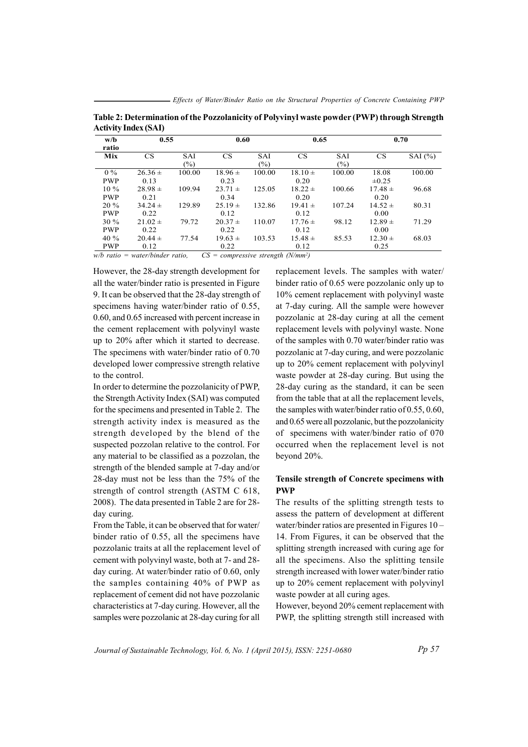**Table 2: Determination of the Pozzolanicity of Polyvinyl waste powder (PWP) through Strength Activity Index (SAI)**

| w/b ratio | 0.55 | | 0.60 | | 0.65 | | 0.70 | |
|---|---|---|---|---|---|---|---|---|
| Mix | CS | SAI (%) | CS | SAI (%) | CS | SAI (%) | CS | SAI (%) |
| 0 % PWP | 26.36 ± 0.13 | 100.00 | 18.96 ± 0.23 | 100.00 | 18.10 ± 0.20 | 100.00 | 18.08 ±0.25 | 100.00 |
| 10 % PWP | 28.98 ± 0.21 | 109.94 | 23.71 ± 0.34 | 125.05 | 18.22 ± 0.20 | 100.66 | 17.48 ± 0.20 | 96.68 |
| 20 % PWP | 34.24 ± 0.22 | 129.89 | 25.19 ± 0.12 | 132.86 | 19.41 ± 0.12 | 107.24 | 14.52 ± 0.00 | 80.31 |
| 30 % PWP | 21.02 ± 0.22 | 79.72 | 20.37 ± 0.22 | 110.07 | 17.76 ± 0.12 | 98.12 | 12.89 ± 0.00 | 71.29 |
| 40 % PWP | 20.44 ± 0.12 | 77.54 | 19.63 ± 0.22 | 103.53 | 15.48 ± 0.12 | 85.53 | 12.30 ± 0.25 | 68.03 |

*w/b ratio = water/binder ratio, CS = compressive strength (N/mm²)*

However, the 28-day strength development for all the water/binder ratio is presented in Figure 9. It can be observed that the 28-day strength of specimens having water/binder ratio of 0.55, 0.60, and 0.65 increased with percent increase in the cement replacement with polyvinyl waste up to 20% after which it started to decrease. The specimens with water/binder ratio of 0.70 developed lower compressive strength relative to the control.

In order to determine the pozzolanicity of PWP, the Strength Activity Index (SAI) was computed for the specimens and presented in Table 2. The strength activity index is measured as the strength developed by the blend of the suspected pozzolan relative to the control. For any material to be classified as a pozzolan, the strength of the blended sample at 7-day and/or 28-day must not be less than the 75% of the strength of control strength (ASTM C 618, 2008). The data presented in Table 2 are for 28-day curing.

From the Table, it can be observed that for water/binder ratio of 0.55, all the specimens have pozzolanic traits at all the replacement level of cement with polyvinyl waste, both at 7- and 28-day curing. At water/binder ratio of 0.60, only the samples containing 40% of PWP as replacement of cement did not have pozzolanic characteristics at 7-day curing. However, all the samples were pozzolanic at 28-day curing for all replacement levels. The samples with water/binder ratio of 0.65 were pozzolanic only up to 10% cement replacement with polyvinyl waste at 7-day curing. All the sample were however pozzolanic at 28-day curing at all the cement replacement levels with polyvinyl waste. None of the samples with 0.70 water/binder ratio was pozzolanic at 7-day curing, and were pozzolanic up to 20% cement replacement with polyvinyl waste powder at 28-day curing. But using the 28-day curing as the standard, it can be seen from the table that at all the replacement levels, the samples with water/binder ratio of 0.55, 0.60, and 0.65 were all pozzolanic, but the pozzolanicity of specimens with water/binder ratio of 070 occurred when the replacement level is not beyond 20%.

### Tensile strength of Concrete specimens with PWP

The results of the splitting strength tests to assess the pattern of development at different water/binder ratios are presented in Figures 10 – 14. From Figures, it can be observed that the splitting strength increased with curing age for all the specimens. Also the splitting tensile strength increased with lower water/binder ratio up to 20% cement replacement with polyvinyl waste powder at all curing ages.

However, beyond 20% cement replacement with PWP, the splitting strength still increased with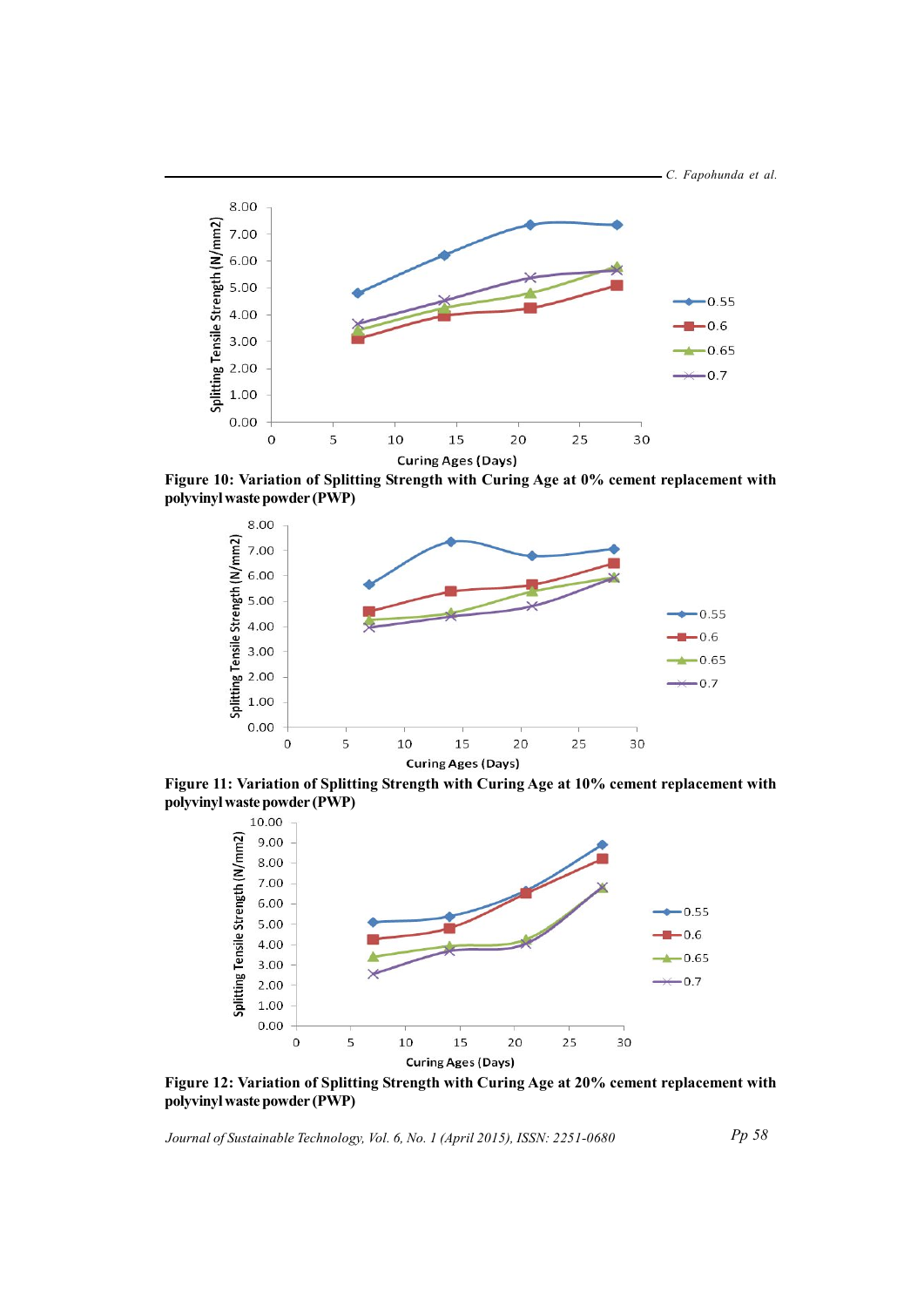Figure 10: Variation of Splitting Strength with Curing Age at 0% cement replacement with polyvinyl waste powder (PWP)

Figure 11: Variation of Splitting Strength with Curing Age at 10% cement replacement with polyvinyl waste powder (PWP)

Figure 12: Variation of Splitting Strength with Curing Age at 20% cement replacement with polyvinyl waste powder (PWP)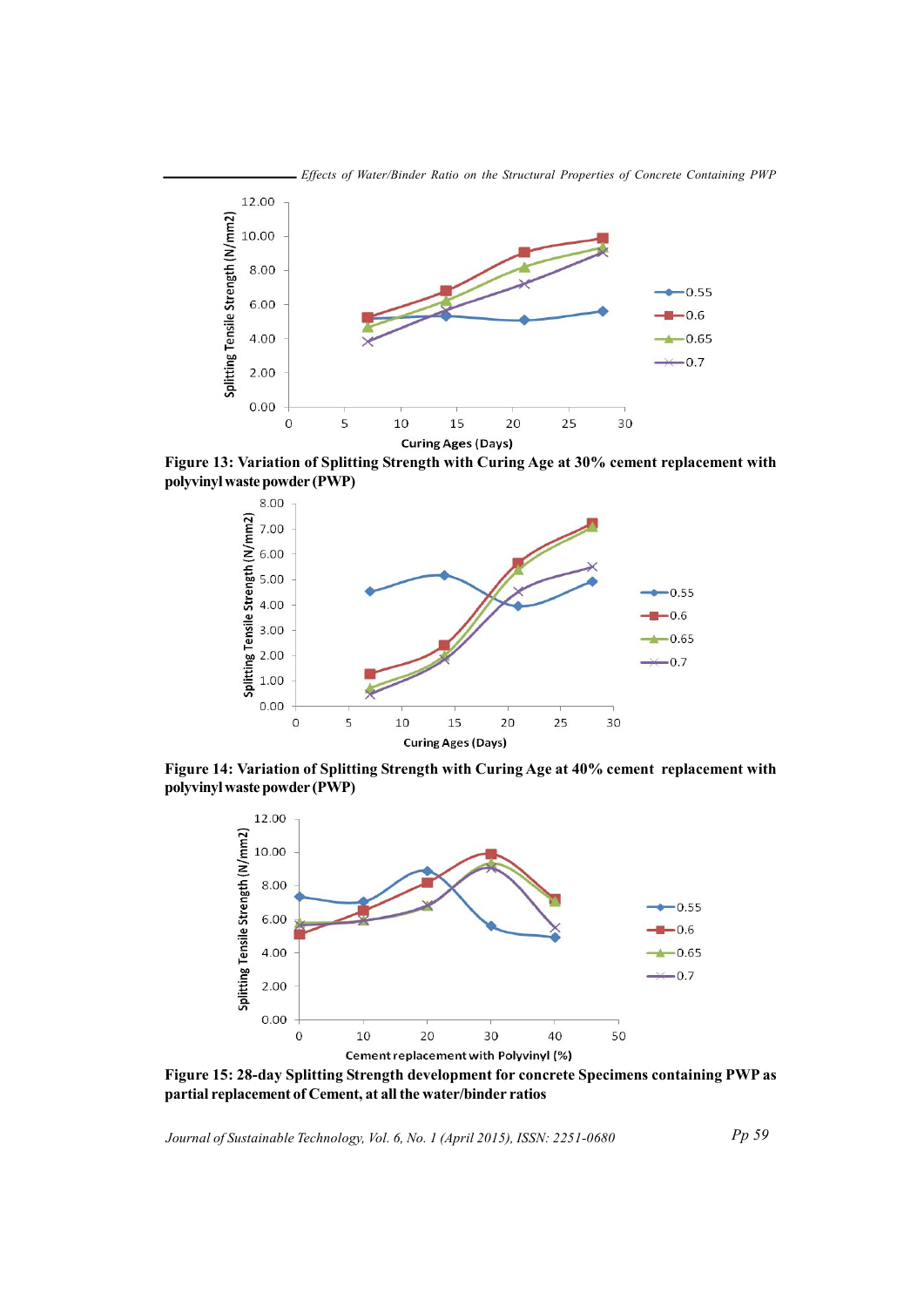**Figure 13: Variation of Splitting Strength with Curing Age at 30% cement replacement with polyvinyl waste powder (PWP)**

**Figure 14: Variation of Splitting Strength with Curing Age at 40% cement replacement with polyvinyl waste powder (PWP)**

**Figure 15: 28-day Splitting Strength development for concrete Specimens containing PWP as partial replacement of Cement, at all the water/binder ratios**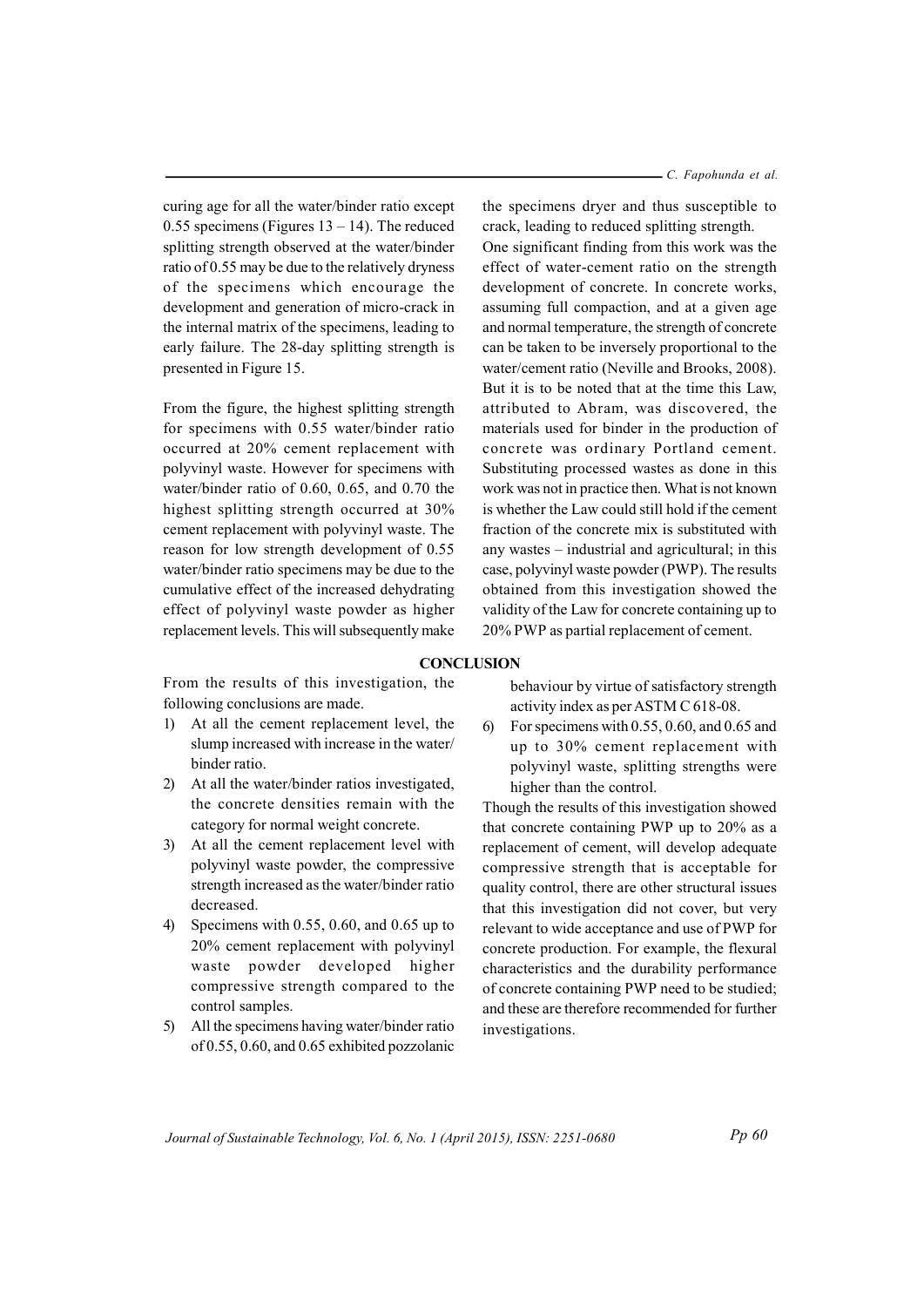curing age for all the water/binder ratio except 0.55 specimens (Figures 13 – 14). The reduced splitting strength observed at the water/binder ratio of 0.55 may be due to the relatively dryness of the specimens which encourage the development and generation of micro-crack in the internal matrix of the specimens, leading to early failure. The 28-day splitting strength is presented in Figure 15.

From the figure, the highest splitting strength for specimens with 0.55 water/binder ratio occurred at 20% cement replacement with polyvinyl waste. However for specimens with water/binder ratio of 0.60, 0.65, and 0.70 the highest splitting strength occurred at 30% cement replacement with polyvinyl waste. The reason for low strength development of 0.55 water/binder ratio specimens may be due to the cumulative effect of the increased dehydrating effect of polyvinyl waste powder as higher replacement levels. This will subsequently make the specimens dryer and thus susceptible to crack, leading to reduced splitting strength.

One significant finding from this work was the effect of water-cement ratio on the strength development of concrete. In concrete works, assuming full compaction, and at a given age and normal temperature, the strength of concrete can be taken to be inversely proportional to the water/cement ratio (Neville and Brooks, 2008). But it is to be noted that at the time this Law, attributed to Abram, was discovered, the materials used for binder in the production of concrete was ordinary Portland cement. Substituting processed wastes as done in this work was not in practice then. What is not known is whether the Law could still hold if the cement fraction of the concrete mix is substituted with any wastes – industrial and agricultural; in this case, polyvinyl waste powder (PWP). The results obtained from this investigation showed the validity of the Law for concrete containing up to 20% PWP as partial replacement of cement.

## CONCLUSION

From the results of this investigation, the following conclusions are made.

1) At all the cement replacement level, the slump increased with increase in the water/binder ratio.
2) At all the water/binder ratios investigated, the concrete densities remain with the category for normal weight concrete.
3) At all the cement replacement level with polyvinyl waste powder, the compressive strength increased as the water/binder ratio decreased.
4) Specimens with 0.55, 0.60, and 0.65 up to 20% cement replacement with polyvinyl waste powder developed higher compressive strength compared to the control samples.
5) All the specimens having water/binder ratio of 0.55, 0.60, and 0.65 exhibited pozzolanic behaviour by virtue of satisfactory strength activity index as per ASTM C 618-08.
6) For specimens with 0.55, 0.60, and 0.65 and up to 30% cement replacement with polyvinyl waste, splitting strengths were higher than the control.

Though the results of this investigation showed that concrete containing PWP up to 20% as a replacement of cement, will develop adequate compressive strength that is acceptable for quality control, there are other structural issues that this investigation did not cover, but very relevant to wide acceptance and use of PWP for concrete production. For example, the flexural characteristics and the durability performance of concrete containing PWP need to be studied; and these are therefore recommended for further investigations.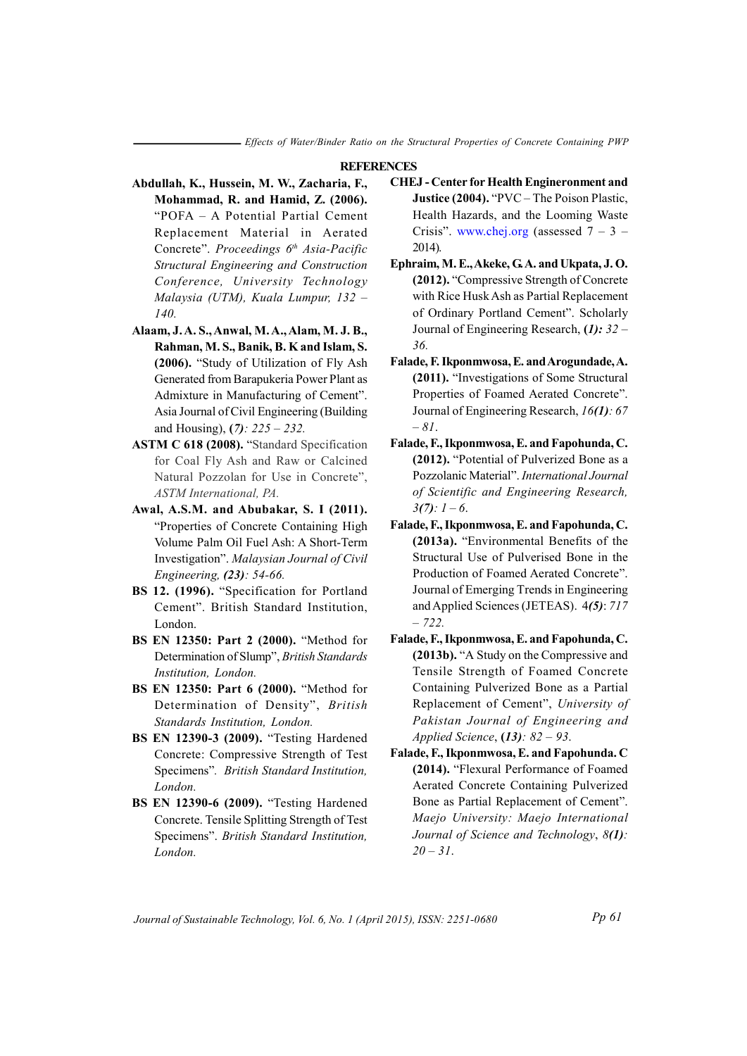## REFERENCES

**Abdullah, K., Hussein, M. W., Zacharia, F., Mohammad, R. and Hamid, Z. (2006).** "POFA – A Potential Partial Cement Replacement Material in Aerated Concrete". *Proceedings 6th Asia-Pacific Structural Engineering and Construction Conference, University Technology Malaysia (UTM), Kuala Lumpur, 132 – 140.*

**Alaam, J. A. S., Anwal, M. A., Alam, M. J. B., Rahman, M. S., Banik, B. K and Islam, S. (2006).** "Study of Utilization of Fly Ash Generated from Barapukeria Power Plant as Admixture in Manufacturing of Cement". Asia Journal of Civil Engineering (Building and Housing), **(*7*)***: 225 – 232.*

**ASTM C 618 (2008).** "Standard Specification for Coal Fly Ash and Raw or Calcined Natural Pozzolan for Use in Concrete", *ASTM International, PA.*

**Awal, A.S.M. and Abubakar, S. I (2011).** "Properties of Concrete Containing High Volume Palm Oil Fuel Ash: A Short-Term Investigation". *Malaysian Journal of Civil Engineering, **(23)**: 54-66.*

**BS 12. (1996).** "Specification for Portland Cement". British Standard Institution, London.

**BS EN 12350: Part 2 (2000).** "Method for Determination of Slump", *British Standards Institution, London.*

**BS EN 12350: Part 6 (2000).** "Method for Determination of Density", *British Standards Institution, London.*

**BS EN 12390-3 (2009).** "Testing Hardened Concrete: Compressive Strength of Test Specimens". *British Standard Institution, London.*

**BS EN 12390-6 (2009).** "Testing Hardened Concrete. Tensile Splitting Strength of Test Specimens". *British Standard Institution, London.*

**CHEJ - Center for Health Engineronment and Justice (2004).** "PVC – The Poison Plastic, Health Hazards, and the Looming Waste Crisis". www.chej.org (assessed 7 – 3 – 2014).

**Ephraim, M. E., Akeke, G. A. and Ukpata, J. O. (2012).** "Compressive Strength of Concrete with Rice Husk Ash as Partial Replacement of Ordinary Portland Cement". Scholarly Journal of Engineering Research, **(*1*)***: 32 – 36.*

**Falade, F. Ikponmwosa, E. and Arogundade, A. (2011).** "Investigations of Some Structural Properties of Foamed Aerated Concrete". Journal of Engineering Research, *16**(1)**: 67 – 81.*

**Falade, F., Ikponmwosa, E. and Fapohunda, C. (2012).** "Potential of Pulverized Bone as a Pozzolanic Material". *International Journal of Scientific and Engineering Research, 3**(7)**: 1 – 6.*

**Falade, F., Ikponmwosa, E. and Fapohunda, C. (2013a).** "Environmental Benefits of the Structural Use of Pulverised Bone in the Production of Foamed Aerated Concrete". Journal of Emerging Trends in Engineering and Applied Sciences (JETEAS). 4***(5)***: *717 – 722.*

**Falade, F., Ikponmwosa, E. and Fapohunda, C. (2013b).** "A Study on the Compressive and Tensile Strength of Foamed Concrete Containing Pulverized Bone as a Partial Replacement of Cement", *University of Pakistan Journal of Engineering and Applied Science*, **(*13*)***: 82 – 93.*

**Falade, F., Ikponmwosa, E. and Fapohunda. C (2014).** "Flexural Performance of Foamed Aerated Concrete Containing Pulverized Bone as Partial Replacement of Cement". *Maejo University: Maejo International Journal of Science and Technology*, *8**(1)**: 20 – 31*.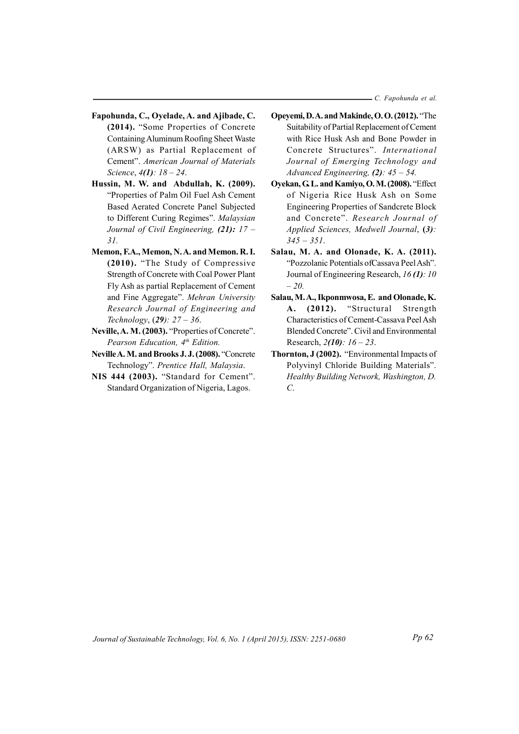**Fapohunda, C., Oyelade, A. and Ajibade, C. (2014).** "Some Properties of Concrete Containing Aluminum Roofing Sheet Waste (ARSW) as Partial Replacement of Cement". *American Journal of Materials Science*, *4**(1)**: 18 – 24*.

**Hussin, M. W. and Abdullah, K. (2009).** "Properties of Palm Oil Fuel Ash Cement Based Aerated Concrete Panel Subjected to Different Curing Regimes". *Malaysian Journal of Civil Engineering, **(21):** 17 – 31.*

**Memon, F.A., Memon, N. A. and Memon. R. I. (2010).** "The Study of Compressive Strength of Concrete with Coal Power Plant Fly Ash as partial Replacement of Cement and Fine Aggregate". *Mehran University Research Journal of Engineering and Technology*, (***29***)*: 27 – 36*.

**Neville, A. M. (2003).** "Properties of Concrete". *Pearson Education, 4th Edition.*

**Neville A. M. and Brooks J. J. (2008).** "Concrete Technology". *Prentice Hall, Malaysia*.

**NIS 444 (2003).** "Standard for Cement". Standard Organization of Nigeria, Lagos.

**Opeyemi, D. A. and Makinde, O. O. (2012).** "The Suitability of Partial Replacement of Cement with Rice Husk Ash and Bone Powder in Concrete Structures". *International Journal of Emerging Technology and Advanced Engineering, **(2)**: 45 – 54.*

**Oyekan, G. L. and Kamiyo, O. M. (2008).** "Effect of Nigeria Rice Husk Ash on Some Engineering Properties of Sandcrete Block and Concrete". *Research Journal of Applied Sciences, Medwell Journal*, **(*3*)***: 345 – 351*.

**Salau, M. A. and Olonade, K. A. (2011).** "Pozzolanic Potentials ofCassava Peel Ash". Journal of Engineering Research, *16 **(1)**: 10 – 20.*

**Salau, M. A., Ikponmwosa, E. and Olonade, K. A. (2012).** "Structural Strength Characteristics of Cement-Cassava Peel Ash Blended Concrete". Civil and Environmental Research, *2**(10)**: 16 – 23*.

**Thornton, J (2002).** "Environmental Impacts of Polyvinyl Chloride Building Materials". *Healthy Building Network, Washington, D. C.*